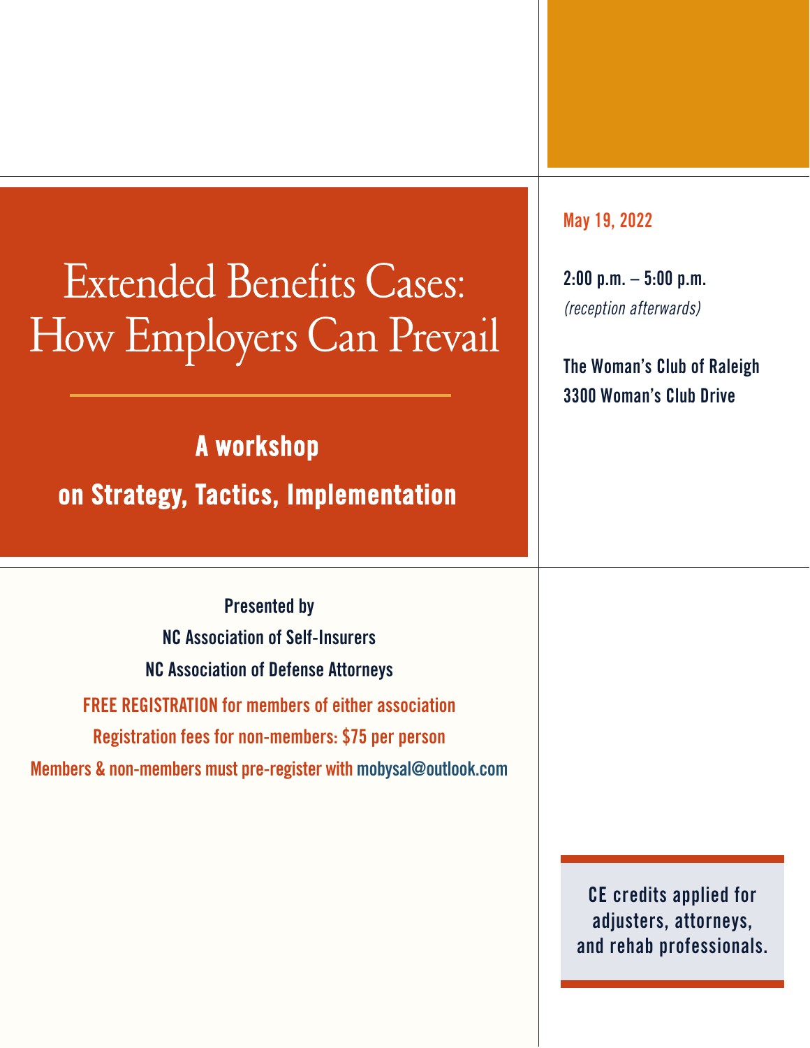# Extended Benefits Cases: How Employers Can Prevail

## A workshop on Strategy, Tactics, Implementation

**May 19, 2022**

**2:00 p.m. – 5:00 p.m.**
*(reception afterwards)*

**The Woman's Club of Raleigh**
**3300 Woman's Club Drive**

**Presented by**
**NC Association of Self-Insurers**
**NC Association of Defense Attorneys**

**FREE REGISTRATION for members of either association**

**Registration fees for non-members: $75 per person**

**Members & non-members must pre-register with mobysal@outlook.com**

**CE credits applied for adjusters, attorneys, and rehab professionals.**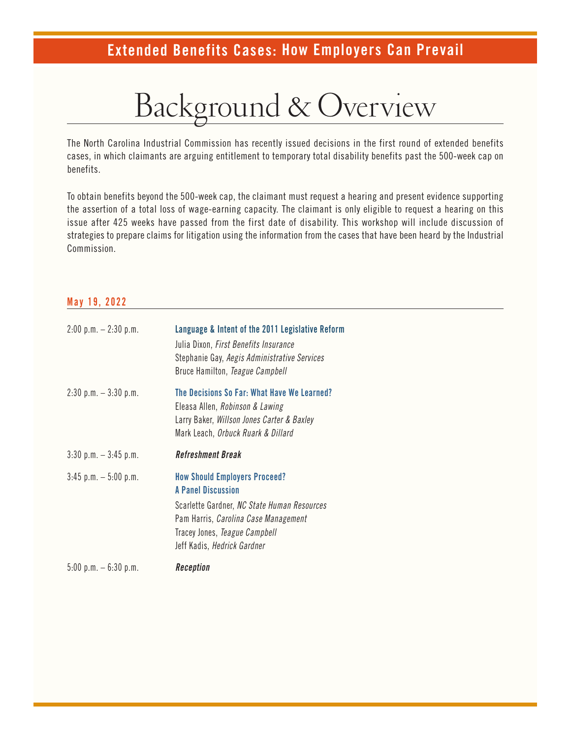**Extended Benefits Cases: How Employers Can Prevail**

# Background & Overview

The North Carolina Industrial Commission has recently issued decisions in the first round of extended benefits cases, in which claimants are arguing entitlement to temporary total disability benefits past the 500-week cap on benefits.

To obtain benefits beyond the 500-week cap, the claimant must request a hearing and present evidence supporting the assertion of a total loss of wage-earning capacity. The claimant is only eligible to request a hearing on this issue after 425 weeks have passed from the first date of disability. This workshop will include discussion of strategies to prepare claims for litigation using the information from the cases that have been heard by the Industrial Commission.

## May 19, 2022

2:00 p.m. – 2:30 p.m.

**Language & Intent of the 2011 Legislative Reform**
Julia Dixon, *First Benefits Insurance*
Stephanie Gay, *Aegis Administrative Services*
Bruce Hamilton, *Teague Campbell*

2:30 p.m. – 3:30 p.m.

**The Decisions So Far: What Have We Learned?**
Eleasa Allen, *Robinson & Lawing*
Larry Baker, *Willson Jones Carter & Baxley*
Mark Leach, *Orbuck Ruark & Dillard*

3:30 p.m. – 3:45 p.m.

***Refreshment Break***

3:45 p.m. – 5:00 p.m.

**How Should Employers Proceed?**
**A Panel Discussion**
Scarlette Gardner, *NC State Human Resources*
Pam Harris, *Carolina Case Management*
Tracey Jones, *Teague Campbell*
Jeff Kadis, *Hedrick Gardner*

5:00 p.m. – 6:30 p.m.

***Reception***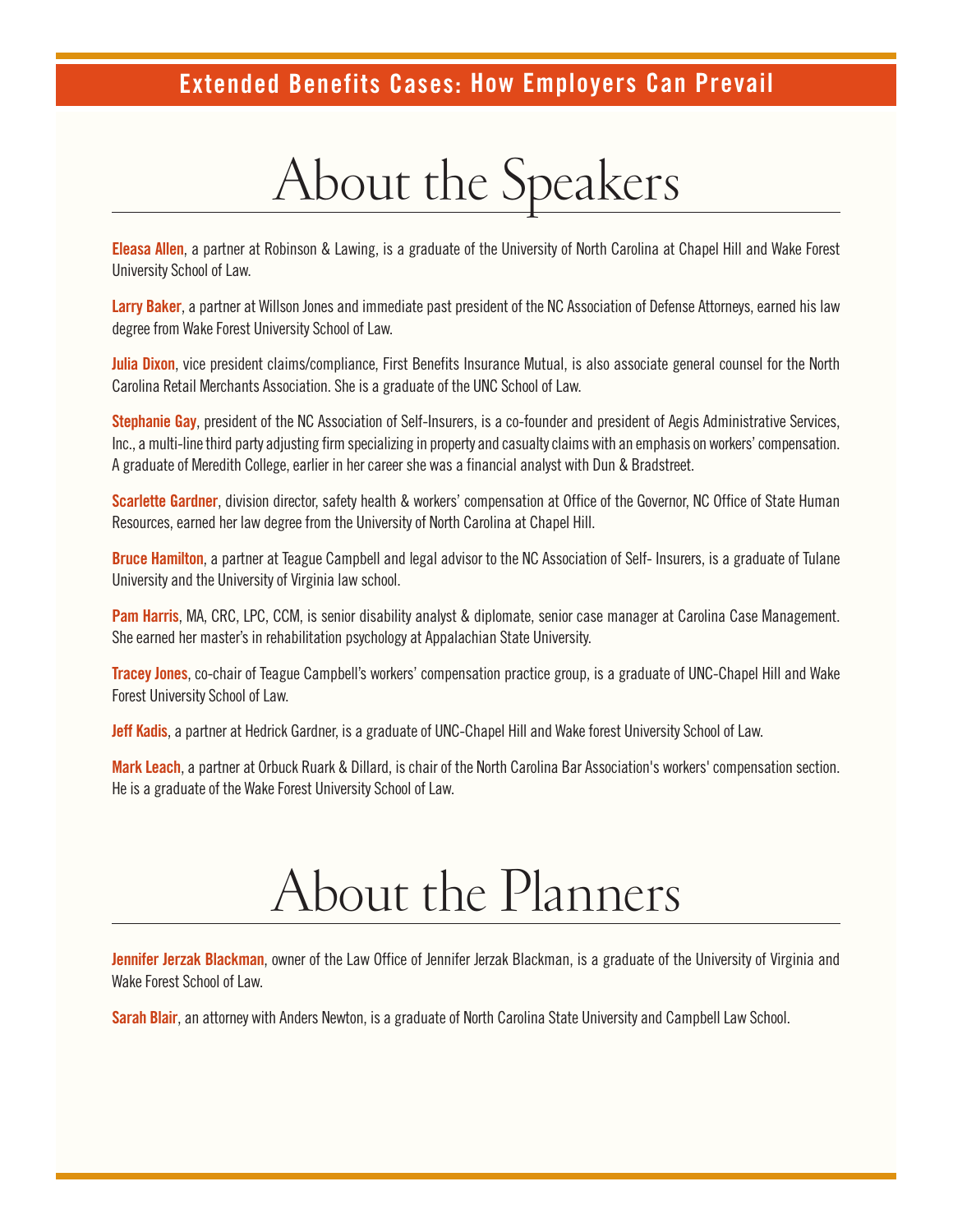Extended Benefits Cases: How Employers Can Prevail

# About the Speakers

**Eleasa Allen**, a partner at Robinson & Lawing, is a graduate of the University of North Carolina at Chapel Hill and Wake Forest University School of Law.

**Larry Baker**, a partner at Willson Jones and immediate past president of the NC Association of Defense Attorneys, earned his law degree from Wake Forest University School of Law.

**Julia Dixon**, vice president claims/compliance, First Benefits Insurance Mutual, is also associate general counsel for the North Carolina Retail Merchants Association. She is a graduate of the UNC School of Law.

**Stephanie Gay**, president of the NC Association of Self-Insurers, is a co-founder and president of Aegis Administrative Services, Inc., a multi-line third party adjusting firm specializing in property and casualty claims with an emphasis on workers' compensation. A graduate of Meredith College, earlier in her career she was a financial analyst with Dun & Bradstreet.

**Scarlette Gardner**, division director, safety health & workers' compensation at Office of the Governor, NC Office of State Human Resources, earned her law degree from the University of North Carolina at Chapel Hill.

**Bruce Hamilton**, a partner at Teague Campbell and legal advisor to the NC Association of Self- Insurers, is a graduate of Tulane University and the University of Virginia law school.

**Pam Harris**, MA, CRC, LPC, CCM, is senior disability analyst & diplomate, senior case manager at Carolina Case Management. She earned her master's in rehabilitation psychology at Appalachian State University.

**Tracey Jones**, co-chair of Teague Campbell's workers' compensation practice group, is a graduate of UNC-Chapel Hill and Wake Forest University School of Law.

**Jeff Kadis**, a partner at Hedrick Gardner, is a graduate of UNC-Chapel Hill and Wake forest University School of Law.

**Mark Leach**, a partner at Orbuck Ruark & Dillard, is chair of the North Carolina Bar Association's workers' compensation section. He is a graduate of the Wake Forest University School of Law.

# About the Planners

**Jennifer Jerzak Blackman**, owner of the Law Office of Jennifer Jerzak Blackman, is a graduate of the University of Virginia and Wake Forest School of Law.

**Sarah Blair**, an attorney with Anders Newton, is a graduate of North Carolina State University and Campbell Law School.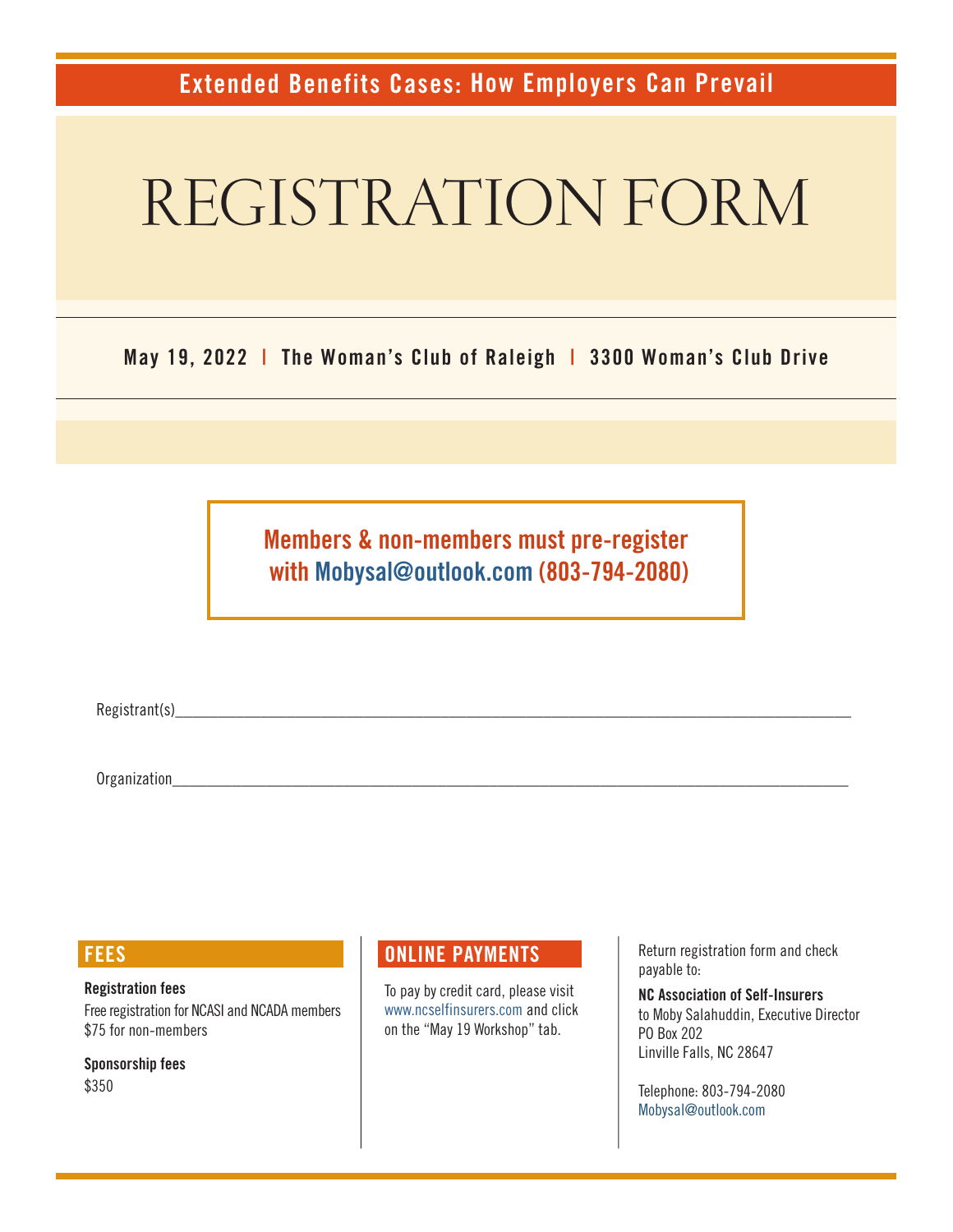**Extended Benefits Cases: How Employers Can Prevail**

# REGISTRATION FORM

**May 19, 2022 | The Woman's Club of Raleigh | 3300 Woman's Club Drive**

**Members & non-members must pre-register with Mobysal@outlook.com (803-794-2080)**

Registrant(s)\_\_\_\_\_\_\_\_\_\_\_\_\_\_\_\_\_\_\_\_\_\_\_\_\_\_\_\_\_\_\_\_\_\_\_\_\_\_\_\_\_\_\_\_\_\_\_\_\_\_\_\_\_\_\_\_\_\_\_\_\_\_\_\_

Organization\_\_\_\_\_\_\_\_\_\_\_\_\_\_\_\_\_\_\_\_\_\_\_\_\_\_\_\_\_\_\_\_\_\_\_\_\_\_\_\_\_\_\_\_\_\_\_\_\_\_\_\_\_\_\_\_\_\_\_\_\_\_\_\_

## FEES

**Registration fees**

Free registration for NCASI and NCADA members

$75 for non-members

**Sponsorship fees**

$350

## ONLINE PAYMENTS

To pay by credit card, please visit www.ncselfinsurers.com and click on the "May 19 Workshop" tab.

Return registration form and check payable to:

**NC Association of Self-Insurers**

to Moby Salahuddin, Executive Director

PO Box 202

Linville Falls, NC 28647

Telephone: 803-794-2080

Mobysal@outlook.com